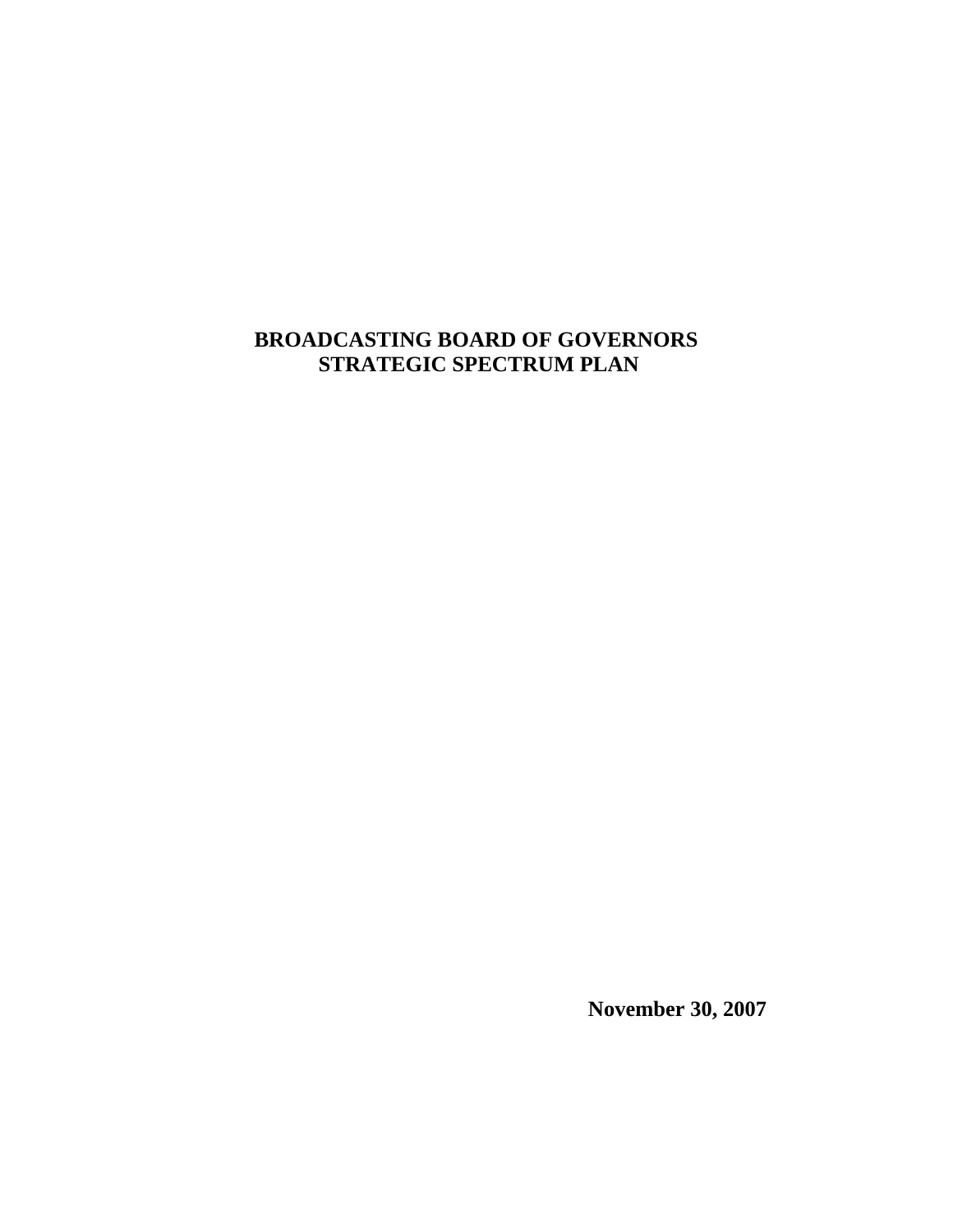# BROADCASTING BOARD OF GOVERNORS
# STRATEGIC SPECTRUM PLAN

**November 30, 2007**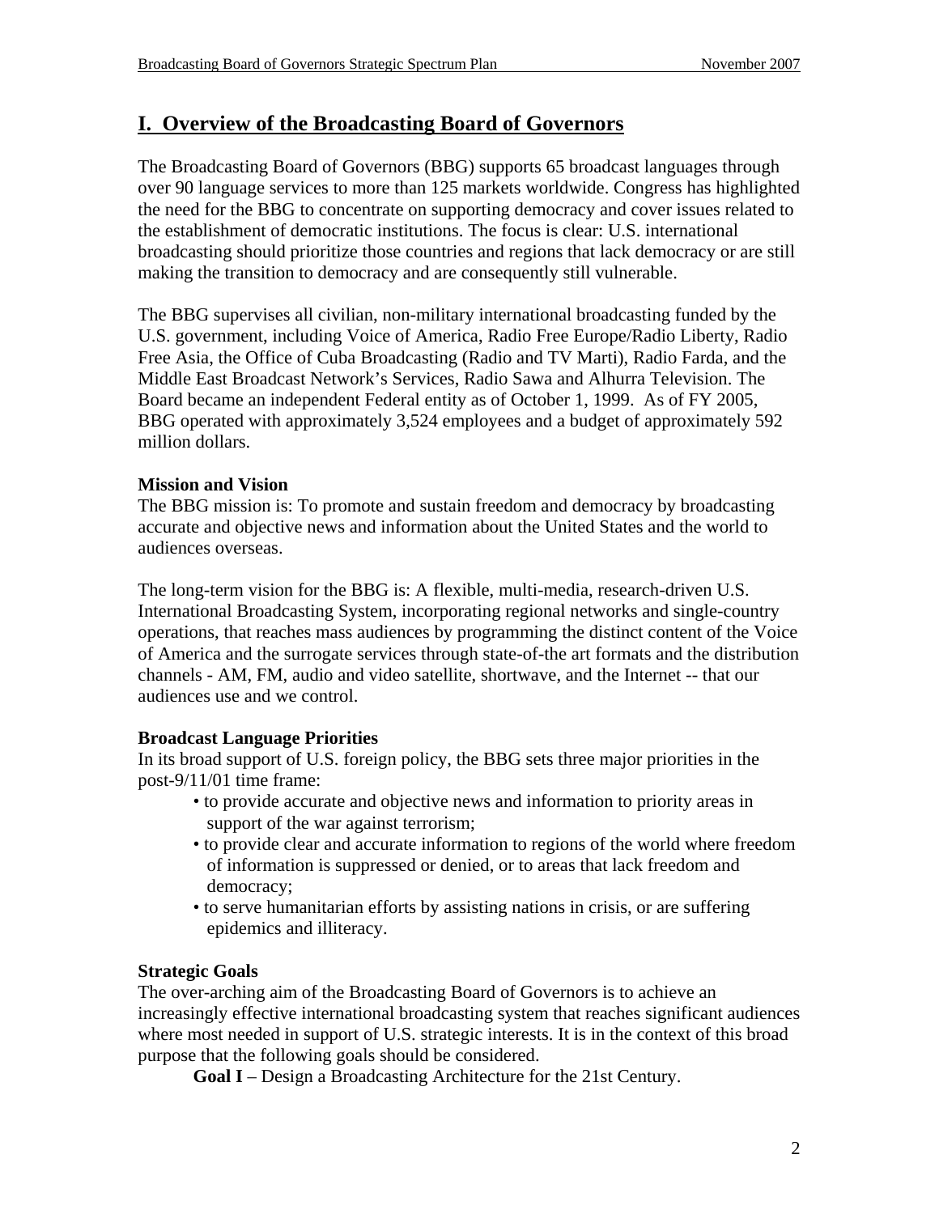# I. Overview of the Broadcasting Board of Governors

The Broadcasting Board of Governors (BBG) supports 65 broadcast languages through over 90 language services to more than 125 markets worldwide. Congress has highlighted the need for the BBG to concentrate on supporting democracy and cover issues related to the establishment of democratic institutions. The focus is clear: U.S. international broadcasting should prioritize those countries and regions that lack democracy or are still making the transition to democracy and are consequently still vulnerable.

The BBG supervises all civilian, non-military international broadcasting funded by the U.S. government, including Voice of America, Radio Free Europe/Radio Liberty, Radio Free Asia, the Office of Cuba Broadcasting (Radio and TV Marti), Radio Farda, and the Middle East Broadcast Network's Services, Radio Sawa and Alhurra Television. The Board became an independent Federal entity as of October 1, 1999. As of FY 2005, BBG operated with approximately 3,524 employees and a budget of approximately 592 million dollars.

**Mission and Vision**

The BBG mission is: To promote and sustain freedom and democracy by broadcasting accurate and objective news and information about the United States and the world to audiences overseas.

The long-term vision for the BBG is: A flexible, multi-media, research-driven U.S. International Broadcasting System, incorporating regional networks and single-country operations, that reaches mass audiences by programming the distinct content of the Voice of America and the surrogate services through state-of-the art formats and the distribution channels - AM, FM, audio and video satellite, shortwave, and the Internet -- that our audiences use and we control.

**Broadcast Language Priorities**

In its broad support of U.S. foreign policy, the BBG sets three major priorities in the post-9/11/01 time frame:

- to provide accurate and objective news and information to priority areas in support of the war against terrorism;
- to provide clear and accurate information to regions of the world where freedom of information is suppressed or denied, or to areas that lack freedom and democracy;
- to serve humanitarian efforts by assisting nations in crisis, or are suffering epidemics and illiteracy.

**Strategic Goals**

The over-arching aim of the Broadcasting Board of Governors is to achieve an increasingly effective international broadcasting system that reaches significant audiences where most needed in support of U.S. strategic interests. It is in the context of this broad purpose that the following goals should be considered.

**Goal I** – Design a Broadcasting Architecture for the 21st Century.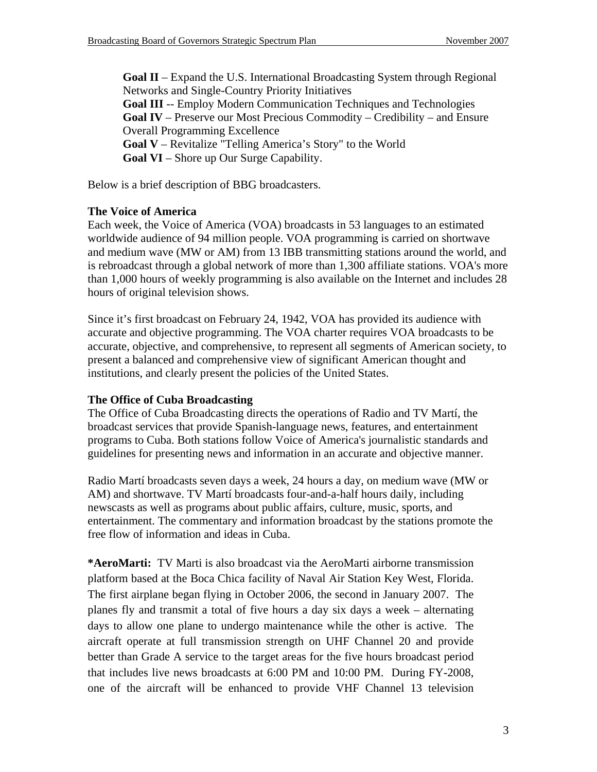**Goal II** – Expand the U.S. International Broadcasting System through Regional Networks and Single-Country Priority Initiatives
**Goal III** -- Employ Modern Communication Techniques and Technologies
**Goal IV** – Preserve our Most Precious Commodity – Credibility – and Ensure Overall Programming Excellence
**Goal V** – Revitalize "Telling America's Story" to the World
**Goal VI** – Shore up Our Surge Capability.

Below is a brief description of BBG broadcasters.

**The Voice of America**
Each week, the Voice of America (VOA) broadcasts in 53 languages to an estimated worldwide audience of 94 million people. VOA programming is carried on shortwave and medium wave (MW or AM) from 13 IBB transmitting stations around the world, and is rebroadcast through a global network of more than 1,300 affiliate stations. VOA's more than 1,000 hours of weekly programming is also available on the Internet and includes 28 hours of original television shows.

Since it's first broadcast on February 24, 1942, VOA has provided its audience with accurate and objective programming. The VOA charter requires VOA broadcasts to be accurate, objective, and comprehensive, to represent all segments of American society, to present a balanced and comprehensive view of significant American thought and institutions, and clearly present the policies of the United States.

**The Office of Cuba Broadcasting**
The Office of Cuba Broadcasting directs the operations of Radio and TV Martí, the broadcast services that provide Spanish-language news, features, and entertainment programs to Cuba. Both stations follow Voice of America's journalistic standards and guidelines for presenting news and information in an accurate and objective manner.

Radio Martí broadcasts seven days a week, 24 hours a day, on medium wave (MW or AM) and shortwave. TV Martí broadcasts four-and-a-half hours daily, including newscasts as well as programs about public affairs, culture, music, sports, and entertainment. The commentary and information broadcast by the stations promote the free flow of information and ideas in Cuba.

**\*AeroMarti:** TV Marti is also broadcast via the AeroMarti airborne transmission platform based at the Boca Chica facility of Naval Air Station Key West, Florida. The first airplane began flying in October 2006, the second in January 2007. The planes fly and transmit a total of five hours a day six days a week – alternating days to allow one plane to undergo maintenance while the other is active. The aircraft operate at full transmission strength on UHF Channel 20 and provide better than Grade A service to the target areas for the five hours broadcast period that includes live news broadcasts at 6:00 PM and 10:00 PM. During FY-2008, one of the aircraft will be enhanced to provide VHF Channel 13 television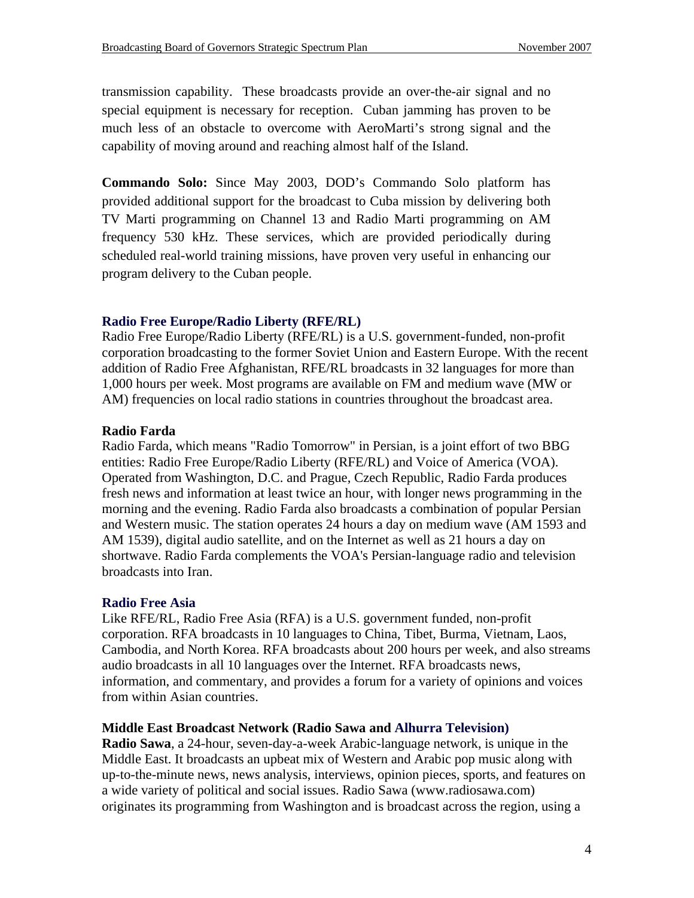transmission capability. These broadcasts provide an over-the-air signal and no special equipment is necessary for reception. Cuban jamming has proven to be much less of an obstacle to overcome with AeroMarti's strong signal and the capability of moving around and reaching almost half of the Island.

**Commando Solo:** Since May 2003, DOD's Commando Solo platform has provided additional support for the broadcast to Cuba mission by delivering both TV Marti programming on Channel 13 and Radio Marti programming on AM frequency 530 kHz. These services, which are provided periodically during scheduled real-world training missions, have proven very useful in enhancing our program delivery to the Cuban people.

### Radio Free Europe/Radio Liberty (RFE/RL)

Radio Free Europe/Radio Liberty (RFE/RL) is a U.S. government-funded, non-profit corporation broadcasting to the former Soviet Union and Eastern Europe. With the recent addition of Radio Free Afghanistan, RFE/RL broadcasts in 32 languages for more than 1,000 hours per week. Most programs are available on FM and medium wave (MW or AM) frequencies on local radio stations in countries throughout the broadcast area.

### Radio Farda

Radio Farda, which means "Radio Tomorrow" in Persian, is a joint effort of two BBG entities: Radio Free Europe/Radio Liberty (RFE/RL) and Voice of America (VOA). Operated from Washington, D.C. and Prague, Czech Republic, Radio Farda produces fresh news and information at least twice an hour, with longer news programming in the morning and the evening. Radio Farda also broadcasts a combination of popular Persian and Western music. The station operates 24 hours a day on medium wave (AM 1593 and AM 1539), digital audio satellite, and on the Internet as well as 21 hours a day on shortwave. Radio Farda complements the VOA's Persian-language radio and television broadcasts into Iran.

### Radio Free Asia

Like RFE/RL, Radio Free Asia (RFA) is a U.S. government funded, non-profit corporation. RFA broadcasts in 10 languages to China, Tibet, Burma, Vietnam, Laos, Cambodia, and North Korea. RFA broadcasts about 200 hours per week, and also streams audio broadcasts in all 10 languages over the Internet. RFA broadcasts news, information, and commentary, and provides a forum for a variety of opinions and voices from within Asian countries.

### Middle East Broadcast Network (Radio Sawa and Alhurra Television)

**Radio Sawa**, a 24-hour, seven-day-a-week Arabic-language network, is unique in the Middle East. It broadcasts an upbeat mix of Western and Arabic pop music along with up-to-the-minute news, news analysis, interviews, opinion pieces, sports, and features on a wide variety of political and social issues. Radio Sawa (www.radiosawa.com) originates its programming from Washington and is broadcast across the region, using a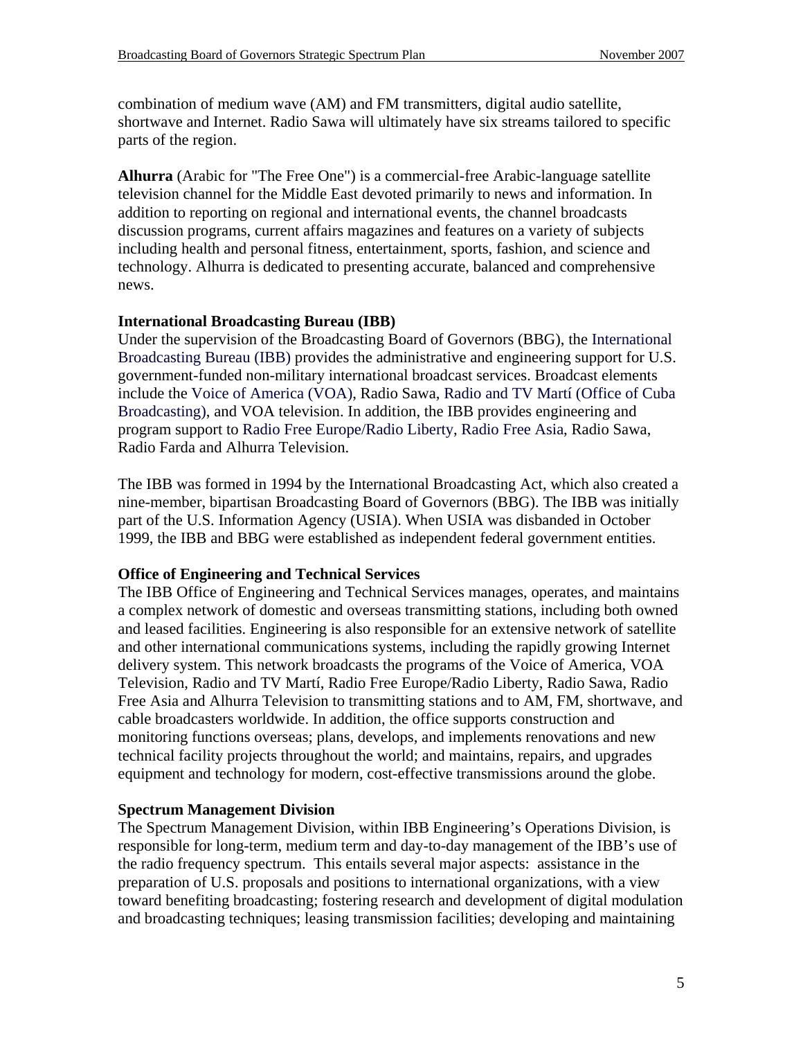combination of medium wave (AM) and FM transmitters, digital audio satellite, shortwave and Internet. Radio Sawa will ultimately have six streams tailored to specific parts of the region.

**Alhurra** (Arabic for "The Free One") is a commercial-free Arabic-language satellite television channel for the Middle East devoted primarily to news and information. In addition to reporting on regional and international events, the channel broadcasts discussion programs, current affairs magazines and features on a variety of subjects including health and personal fitness, entertainment, sports, fashion, and science and technology. Alhurra is dedicated to presenting accurate, balanced and comprehensive news.

**International Broadcasting Bureau (IBB)**

Under the supervision of the Broadcasting Board of Governors (BBG), the International Broadcasting Bureau (IBB) provides the administrative and engineering support for U.S. government-funded non-military international broadcast services. Broadcast elements include the Voice of America (VOA), Radio Sawa, Radio and TV Martí (Office of Cuba Broadcasting), and VOA television. In addition, the IBB provides engineering and program support to Radio Free Europe/Radio Liberty, Radio Free Asia, Radio Sawa, Radio Farda and Alhurra Television.

The IBB was formed in 1994 by the International Broadcasting Act, which also created a nine-member, bipartisan Broadcasting Board of Governors (BBG). The IBB was initially part of the U.S. Information Agency (USIA). When USIA was disbanded in October 1999, the IBB and BBG were established as independent federal government entities.

**Office of Engineering and Technical Services**

The IBB Office of Engineering and Technical Services manages, operates, and maintains a complex network of domestic and overseas transmitting stations, including both owned and leased facilities. Engineering is also responsible for an extensive network of satellite and other international communications systems, including the rapidly growing Internet delivery system. This network broadcasts the programs of the Voice of America, VOA Television, Radio and TV Martí, Radio Free Europe/Radio Liberty, Radio Sawa, Radio Free Asia and Alhurra Television to transmitting stations and to AM, FM, shortwave, and cable broadcasters worldwide. In addition, the office supports construction and monitoring functions overseas; plans, develops, and implements renovations and new technical facility projects throughout the world; and maintains, repairs, and upgrades equipment and technology for modern, cost-effective transmissions around the globe.

**Spectrum Management Division**

The Spectrum Management Division, within IBB Engineering's Operations Division, is responsible for long-term, medium term and day-to-day management of the IBB's use of the radio frequency spectrum. This entails several major aspects: assistance in the preparation of U.S. proposals and positions to international organizations, with a view toward benefiting broadcasting; fostering research and development of digital modulation and broadcasting techniques; leasing transmission facilities; developing and maintaining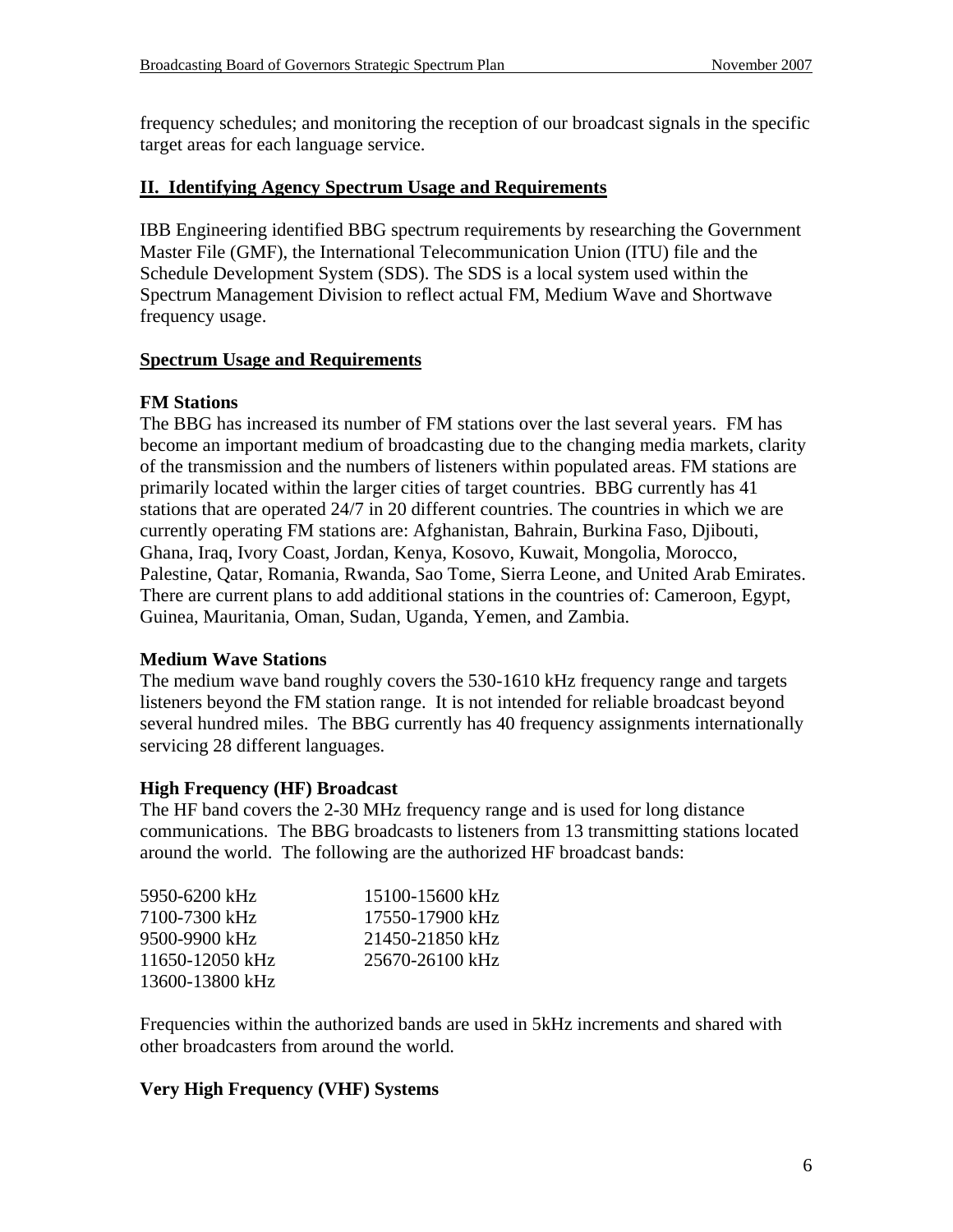frequency schedules; and monitoring the reception of our broadcast signals in the specific target areas for each language service.

## II. Identifying Agency Spectrum Usage and Requirements

IBB Engineering identified BBG spectrum requirements by researching the Government Master File (GMF), the International Telecommunication Union (ITU) file and the Schedule Development System (SDS). The SDS is a local system used within the Spectrum Management Division to reflect actual FM, Medium Wave and Shortwave frequency usage.

### Spectrum Usage and Requirements

**FM Stations**

The BBG has increased its number of FM stations over the last several years. FM has become an important medium of broadcasting due to the changing media markets, clarity of the transmission and the numbers of listeners within populated areas. FM stations are primarily located within the larger cities of target countries. BBG currently has 41 stations that are operated 24/7 in 20 different countries. The countries in which we are currently operating FM stations are: Afghanistan, Bahrain, Burkina Faso, Djibouti, Ghana, Iraq, Ivory Coast, Jordan, Kenya, Kosovo, Kuwait, Mongolia, Morocco, Palestine, Qatar, Romania, Rwanda, Sao Tome, Sierra Leone, and United Arab Emirates. There are current plans to add additional stations in the countries of: Cameroon, Egypt, Guinea, Mauritania, Oman, Sudan, Uganda, Yemen, and Zambia.

**Medium Wave Stations**

The medium wave band roughly covers the 530-1610 kHz frequency range and targets listeners beyond the FM station range. It is not intended for reliable broadcast beyond several hundred miles. The BBG currently has 40 frequency assignments internationally servicing 28 different languages.

**High Frequency (HF) Broadcast**

The HF band covers the 2-30 MHz frequency range and is used for long distance communications. The BBG broadcasts to listeners from 13 transmitting stations located around the world. The following are the authorized HF broadcast bands:

| | |
|---|---|
| 5950-6200 kHz | 15100-15600 kHz |
| 7100-7300 kHz | 17550-17900 kHz |
| 9500-9900 kHz | 21450-21850 kHz |
| 11650-12050 kHz | 25670-26100 kHz |
| 13600-13800 kHz | |

Frequencies within the authorized bands are used in 5kHz increments and shared with other broadcasters from around the world.

**Very High Frequency (VHF) Systems**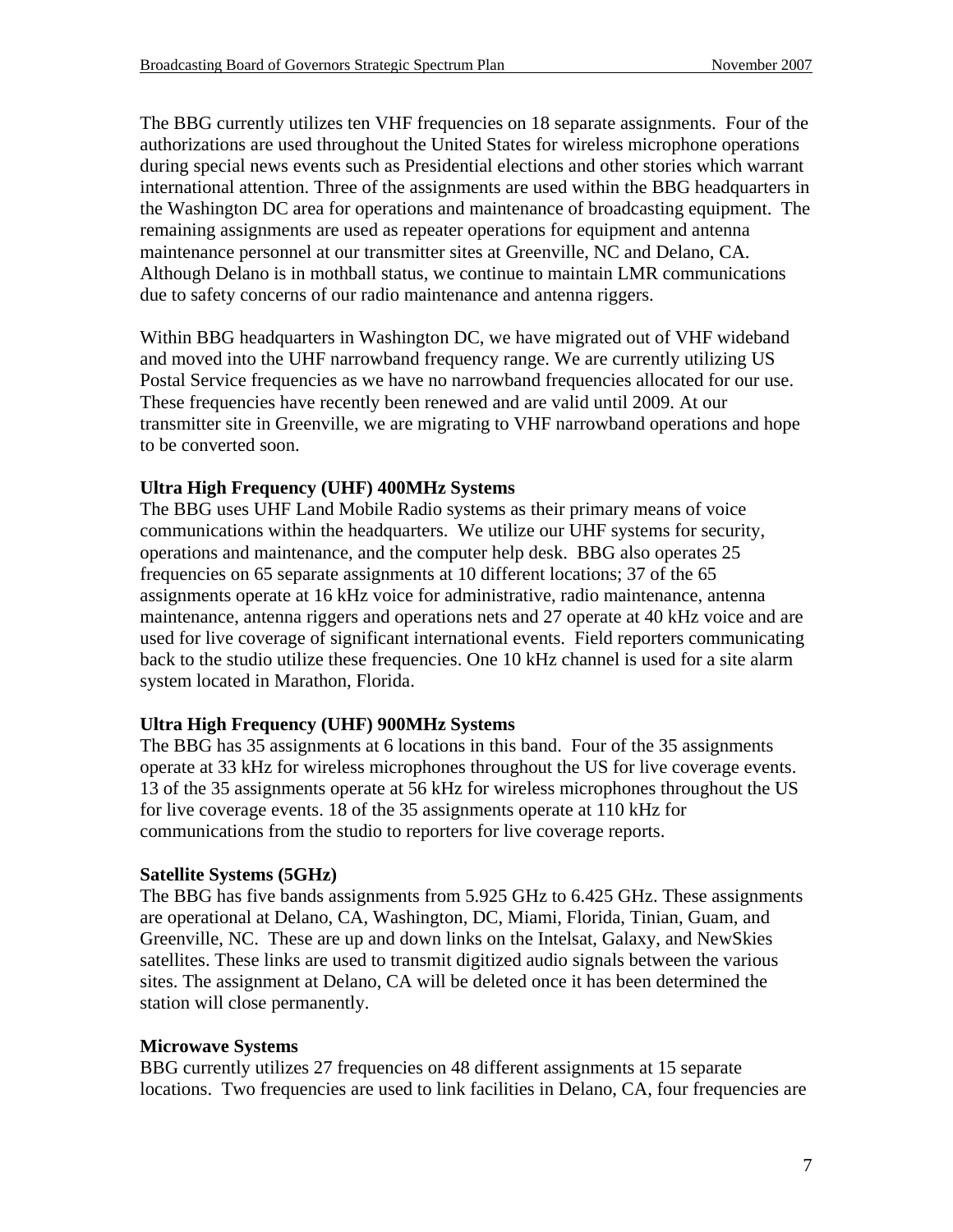The BBG currently utilizes ten VHF frequencies on 18 separate assignments. Four of the authorizations are used throughout the United States for wireless microphone operations during special news events such as Presidential elections and other stories which warrant international attention. Three of the assignments are used within the BBG headquarters in the Washington DC area for operations and maintenance of broadcasting equipment. The remaining assignments are used as repeater operations for equipment and antenna maintenance personnel at our transmitter sites at Greenville, NC and Delano, CA. Although Delano is in mothball status, we continue to maintain LMR communications due to safety concerns of our radio maintenance and antenna riggers.

Within BBG headquarters in Washington DC, we have migrated out of VHF wideband and moved into the UHF narrowband frequency range. We are currently utilizing US Postal Service frequencies as we have no narrowband frequencies allocated for our use. These frequencies have recently been renewed and are valid until 2009. At our transmitter site in Greenville, we are migrating to VHF narrowband operations and hope to be converted soon.

**Ultra High Frequency (UHF) 400MHz Systems**

The BBG uses UHF Land Mobile Radio systems as their primary means of voice communications within the headquarters. We utilize our UHF systems for security, operations and maintenance, and the computer help desk. BBG also operates 25 frequencies on 65 separate assignments at 10 different locations; 37 of the 65 assignments operate at 16 kHz voice for administrative, radio maintenance, antenna maintenance, antenna riggers and operations nets and 27 operate at 40 kHz voice and are used for live coverage of significant international events. Field reporters communicating back to the studio utilize these frequencies. One 10 kHz channel is used for a site alarm system located in Marathon, Florida.

**Ultra High Frequency (UHF) 900MHz Systems**

The BBG has 35 assignments at 6 locations in this band. Four of the 35 assignments operate at 33 kHz for wireless microphones throughout the US for live coverage events. 13 of the 35 assignments operate at 56 kHz for wireless microphones throughout the US for live coverage events. 18 of the 35 assignments operate at 110 kHz for communications from the studio to reporters for live coverage reports.

**Satellite Systems (5GHz)**

The BBG has five bands assignments from 5.925 GHz to 6.425 GHz. These assignments are operational at Delano, CA, Washington, DC, Miami, Florida, Tinian, Guam, and Greenville, NC. These are up and down links on the Intelsat, Galaxy, and NewSkies satellites. These links are used to transmit digitized audio signals between the various sites. The assignment at Delano, CA will be deleted once it has been determined the station will close permanently.

**Microwave Systems**

BBG currently utilizes 27 frequencies on 48 different assignments at 15 separate locations. Two frequencies are used to link facilities in Delano, CA, four frequencies are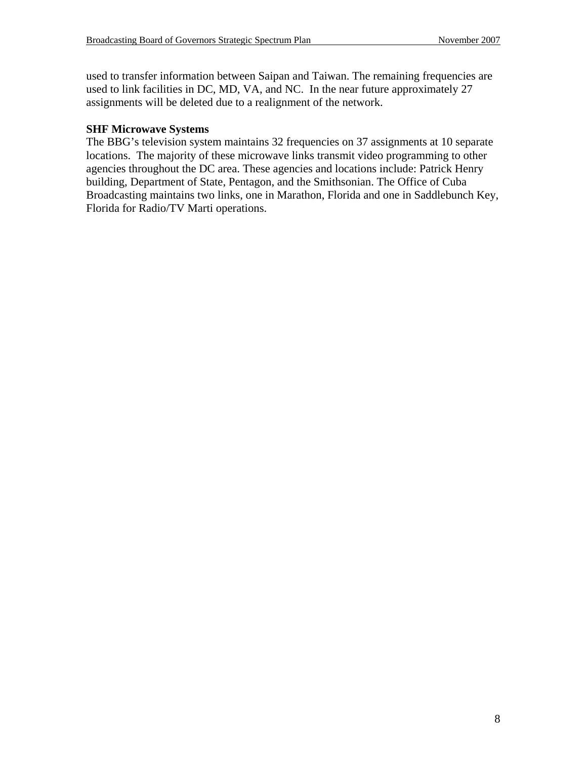used to transfer information between Saipan and Taiwan. The remaining frequencies are used to link facilities in DC, MD, VA, and NC. In the near future approximately 27 assignments will be deleted due to a realignment of the network.

**SHF Microwave Systems**

The BBG's television system maintains 32 frequencies on 37 assignments at 10 separate locations. The majority of these microwave links transmit video programming to other agencies throughout the DC area. These agencies and locations include: Patrick Henry building, Department of State, Pentagon, and the Smithsonian. The Office of Cuba Broadcasting maintains two links, one in Marathon, Florida and one in Saddlebunch Key, Florida for Radio/TV Marti operations.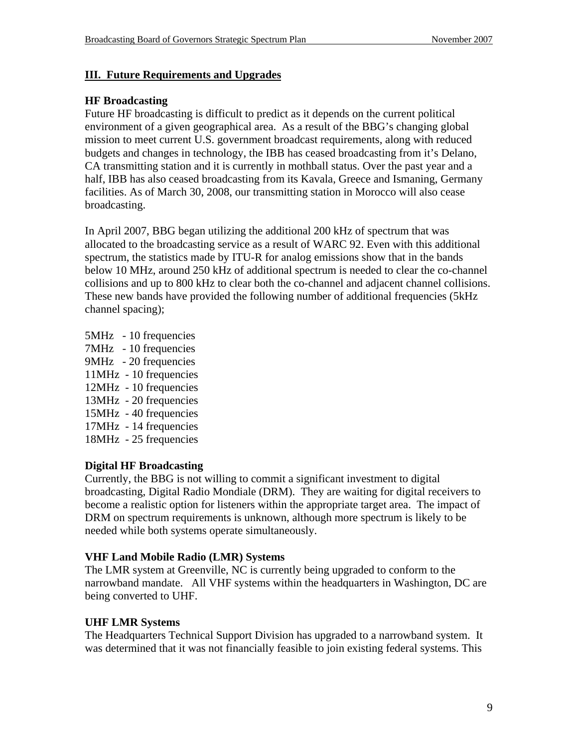## III. Future Requirements and Upgrades

### HF Broadcasting

Future HF broadcasting is difficult to predict as it depends on the current political environment of a given geographical area. As a result of the BBG's changing global mission to meet current U.S. government broadcast requirements, along with reduced budgets and changes in technology, the IBB has ceased broadcasting from it's Delano, CA transmitting station and it is currently in mothball status. Over the past year and a half, IBB has also ceased broadcasting from its Kavala, Greece and Ismaning, Germany facilities. As of March 30, 2008, our transmitting station in Morocco will also cease broadcasting.

In April 2007, BBG began utilizing the additional 200 kHz of spectrum that was allocated to the broadcasting service as a result of WARC 92. Even with this additional spectrum, the statistics made by ITU-R for analog emissions show that in the bands below 10 MHz, around 250 kHz of additional spectrum is needed to clear the co-channel collisions and up to 800 kHz to clear both the co-channel and adjacent channel collisions. These new bands have provided the following number of additional frequencies (5kHz channel spacing);

5MHz - 10 frequencies
7MHz - 10 frequencies
9MHz - 20 frequencies
11MHz - 10 frequencies
12MHz - 10 frequencies
13MHz - 20 frequencies
15MHz - 40 frequencies
17MHz - 14 frequencies
18MHz - 25 frequencies

### Digital HF Broadcasting

Currently, the BBG is not willing to commit a significant investment to digital broadcasting, Digital Radio Mondiale (DRM). They are waiting for digital receivers to become a realistic option for listeners within the appropriate target area. The impact of DRM on spectrum requirements is unknown, although more spectrum is likely to be needed while both systems operate simultaneously.

### VHF Land Mobile Radio (LMR) Systems

The LMR system at Greenville, NC is currently being upgraded to conform to the narrowband mandate. All VHF systems within the headquarters in Washington, DC are being converted to UHF.

### UHF LMR Systems

The Headquarters Technical Support Division has upgraded to a narrowband system. It was determined that it was not financially feasible to join existing federal systems. This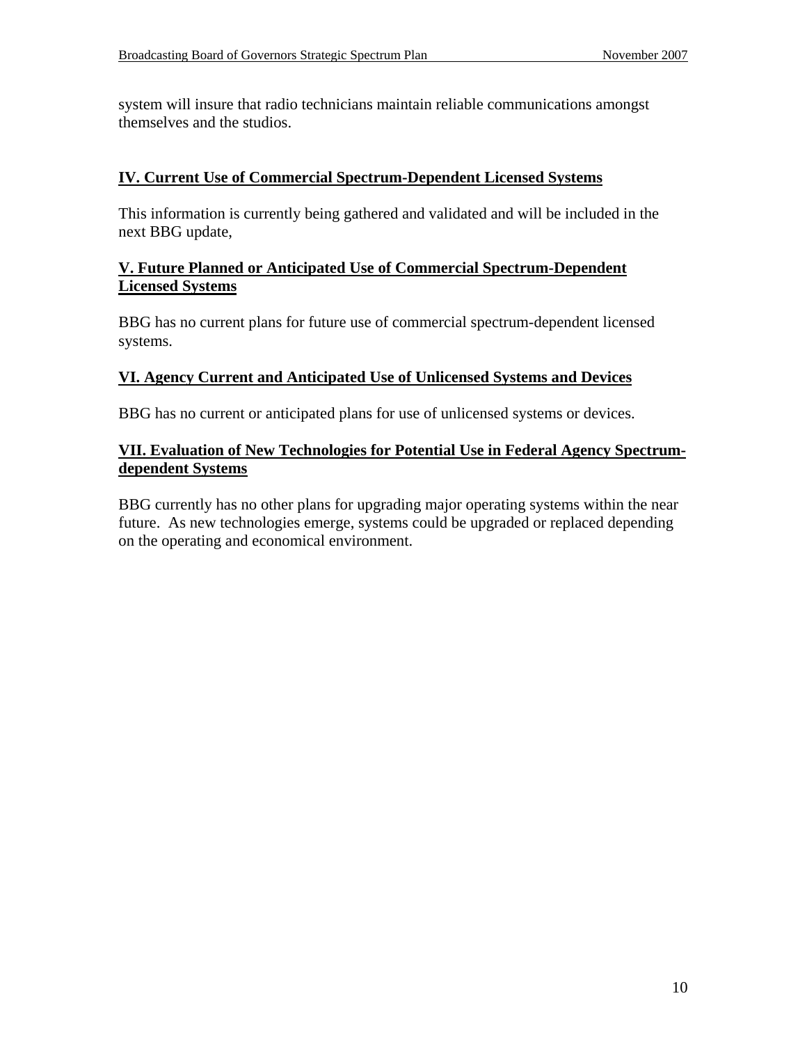system will insure that radio technicians maintain reliable communications amongst themselves and the studios.

## IV. Current Use of Commercial Spectrum-Dependent Licensed Systems

This information is currently being gathered and validated and will be included in the next BBG update,

## V. Future Planned or Anticipated Use of Commercial Spectrum-Dependent Licensed Systems

BBG has no current plans for future use of commercial spectrum-dependent licensed systems.

## VI. Agency Current and Anticipated Use of Unlicensed Systems and Devices

BBG has no current or anticipated plans for use of unlicensed systems or devices.

## VII. Evaluation of New Technologies for Potential Use in Federal Agency Spectrum-dependent Systems

BBG currently has no other plans for upgrading major operating systems within the near future. As new technologies emerge, systems could be upgraded or replaced depending on the operating and economical environment.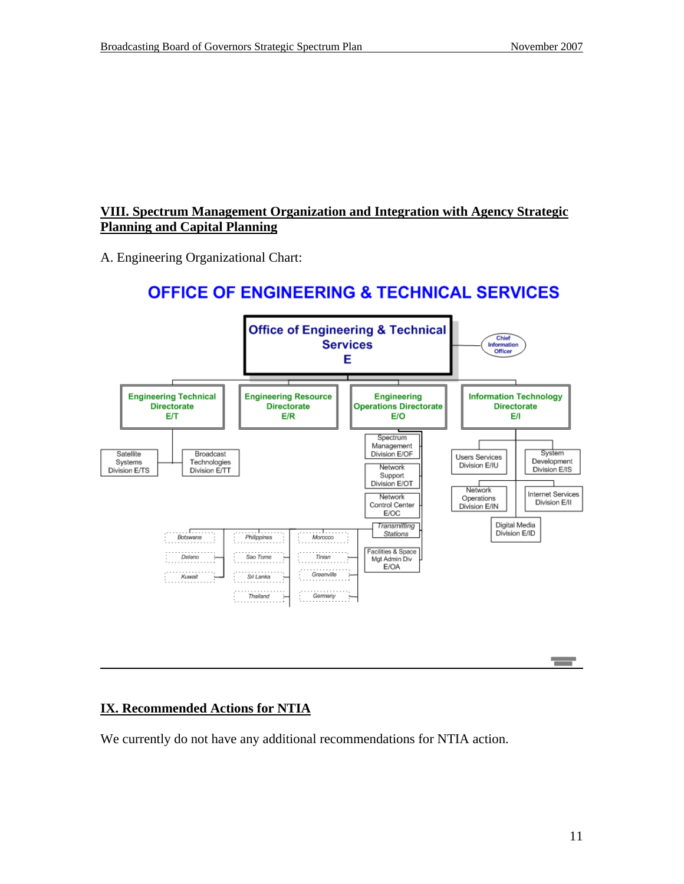## VIII. Spectrum Management Organization and Integration with Agency Strategic Planning and Capital Planning

A. Engineering Organizational Chart:

OFFICE OF ENGINEERING & TECHNICAL SERVICES

Office of Engineering & Technical Services
E

Chief Information Officer

Engineering Technical Directorate
E/T

Engineering Resource Directorate
E/R

Engineering Operations Directorate
E/O

Information Technology Directorate
E/I

Satellite Systems Division E/TS

Broadcast Technologies Division E/TT

Spectrum Management Division E/OF

Network Support Division E/OT

Network Control Center E/OC

Transmitting Stations

Facilities & Space Mgt Admin Div E/OA

Botswana

Delano

Kuwait

Philippines

Sao Tome

Sri Lanka

Thailand

Morocco

Tinian

Greenville

Germany

Users Services Division E/IU

System Development Division E/IS

Network Operations Division E/IN

Internet Services Division E/II

Digital Media Division E/ID

## IX. Recommended Actions for NTIA

We currently do not have any additional recommendations for NTIA action.